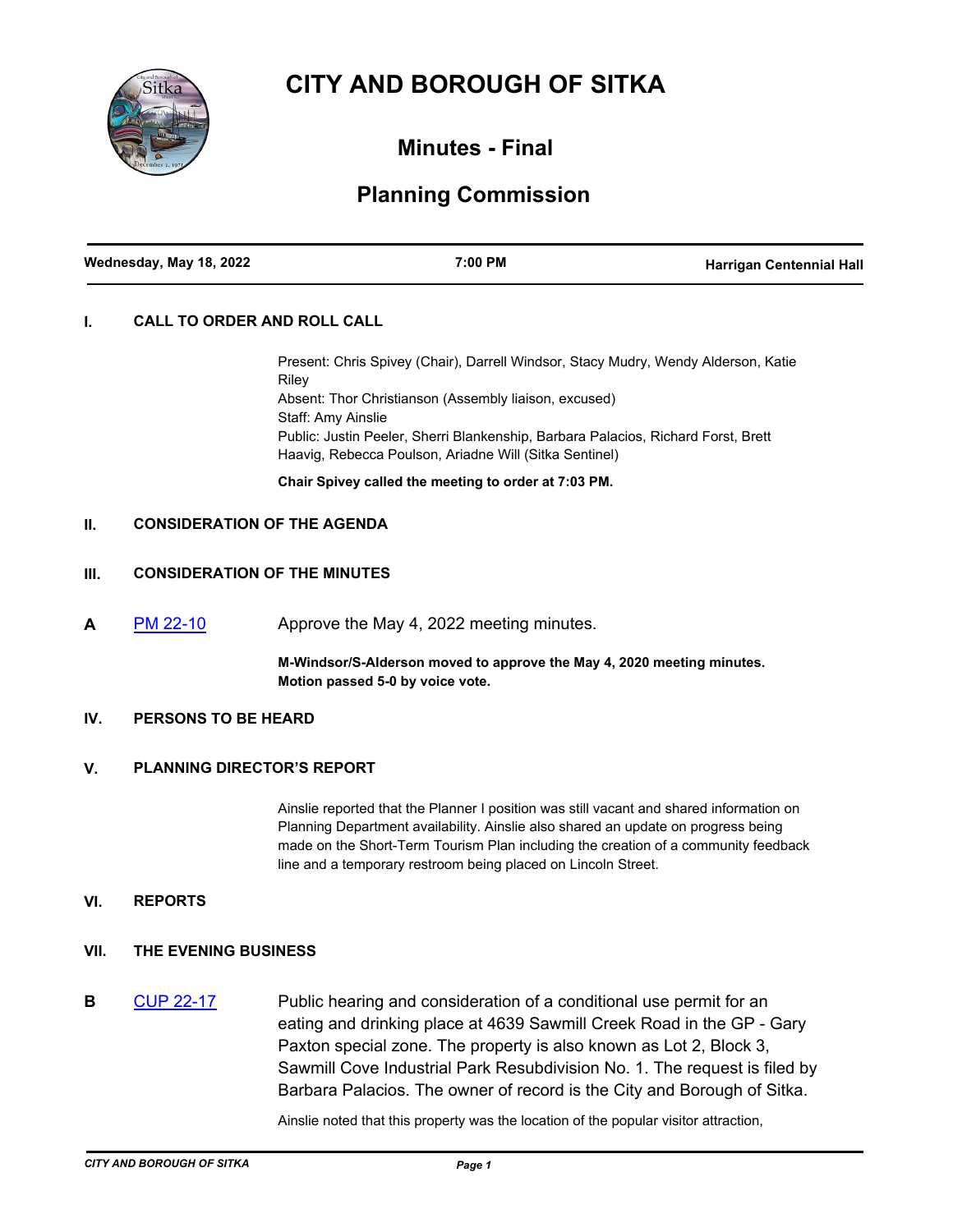# CITY AND BOROUGH OF SITKA

## Minutes - Final

## Planning Commission

| Wednesday, May 18, 2022 | 7:00 PM | Harrigan Centennial Hall |
|---|---|---|

### I. CALL TO ORDER AND ROLL CALL

Present: Chris Spivey (Chair), Darrell Windsor, Stacy Mudry, Wendy Alderson, Katie Riley
Absent: Thor Christianson (Assembly liaison, excused)
Staff: Amy Ainslie
Public: Justin Peeler, Sherri Blankenship, Barbara Palacios, Richard Forst, Brett Haavig, Rebecca Poulson, Ariadne Will (Sitka Sentinel)

**Chair Spivey called the meeting to order at 7:03 PM.**

### II. CONSIDERATION OF THE AGENDA

### III. CONSIDERATION OF THE MINUTES

**A** [PM 22-10](PM 22-10) Approve the May 4, 2022 meeting minutes.

**M-Windsor/S-Alderson moved to approve the May 4, 2020 meeting minutes. Motion passed 5-0 by voice vote.**

### IV. PERSONS TO BE HEARD

### V. PLANNING DIRECTOR'S REPORT

Ainslie reported that the Planner I position was still vacant and shared information on Planning Department availability. Ainslie also shared an update on progress being made on the Short-Term Tourism Plan including the creation of a community feedback line and a temporary restroom being placed on Lincoln Street.

### VI. REPORTS

### VII. THE EVENING BUSINESS

**B** [CUP 22-17](CUP 22-17) Public hearing and consideration of a conditional use permit for an eating and drinking place at 4639 Sawmill Creek Road in the GP - Gary Paxton special zone. The property is also known as Lot 2, Block 3, Sawmill Cove Industrial Park Resubdivision No. 1. The request is filed by Barbara Palacios. The owner of record is the City and Borough of Sitka.

Ainslie noted that this property was the location of the popular visitor attraction,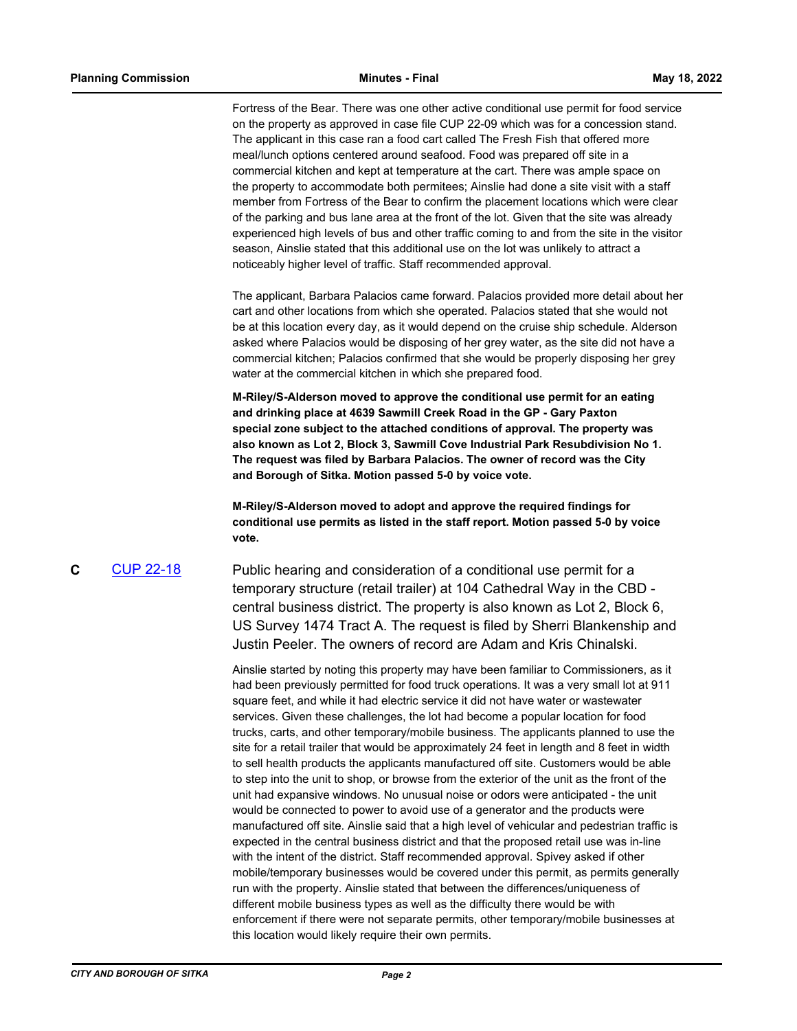Fortress of the Bear. There was one other active conditional use permit for food service on the property as approved in case file CUP 22-09 which was for a concession stand. The applicant in this case ran a food cart called The Fresh Fish that offered more meal/lunch options centered around seafood. Food was prepared off site in a commercial kitchen and kept at temperature at the cart. There was ample space on the property to accommodate both permitees; Ainslie had done a site visit with a staff member from Fortress of the Bear to confirm the placement locations which were clear of the parking and bus lane area at the front of the lot. Given that the site was already experienced high levels of bus and other traffic coming to and from the site in the visitor season, Ainslie stated that this additional use on the lot was unlikely to attract a noticeably higher level of traffic. Staff recommended approval.

The applicant, Barbara Palacios came forward. Palacios provided more detail about her cart and other locations from which she operated. Palacios stated that she would not be at this location every day, as it would depend on the cruise ship schedule. Alderson asked where Palacios would be disposing of her grey water, as the site did not have a commercial kitchen; Palacios confirmed that she would be properly disposing her grey water at the commercial kitchen in which she prepared food.

**M-Riley/S-Alderson moved to approve the conditional use permit for an eating and drinking place at 4639 Sawmill Creek Road in the GP - Gary Paxton special zone subject to the attached conditions of approval. The property was also known as Lot 2, Block 3, Sawmill Cove Industrial Park Resubdivision No 1. The request was filed by Barbara Palacios. The owner of record was the City and Borough of Sitka. Motion passed 5-0 by voice vote.**

**M-Riley/S-Alderson moved to adopt and approve the required findings for conditional use permits as listed in the staff report. Motion passed 5-0 by voice vote.**

**C** [CUP 22-18](CUP 22-18) Public hearing and consideration of a conditional use permit for a temporary structure (retail trailer) at 104 Cathedral Way in the CBD - central business district. The property is also known as Lot 2, Block 6, US Survey 1474 Tract A. The request is filed by Sherri Blankenship and Justin Peeler. The owners of record are Adam and Kris Chinalski.

Ainslie started by noting this property may have been familiar to Commissioners, as it had been previously permitted for food truck operations. It was a very small lot at 911 square feet, and while it had electric service it did not have water or wastewater services. Given these challenges, the lot had become a popular location for food trucks, carts, and other temporary/mobile business. The applicants planned to use the site for a retail trailer that would be approximately 24 feet in length and 8 feet in width to sell health products the applicants manufactured off site. Customers would be able to step into the unit to shop, or browse from the exterior of the unit as the front of the unit had expansive windows. No unusual noise or odors were anticipated - the unit would be connected to power to avoid use of a generator and the products were manufactured off site. Ainslie said that a high level of vehicular and pedestrian traffic is expected in the central business district and that the proposed retail use was in-line with the intent of the district. Staff recommended approval. Spivey asked if other mobile/temporary businesses would be covered under this permit, as permits generally run with the property. Ainslie stated that between the differences/uniqueness of different mobile business types as well as the difficulty there would be with enforcement if there were not separate permits, other temporary/mobile businesses at this location would likely require their own permits.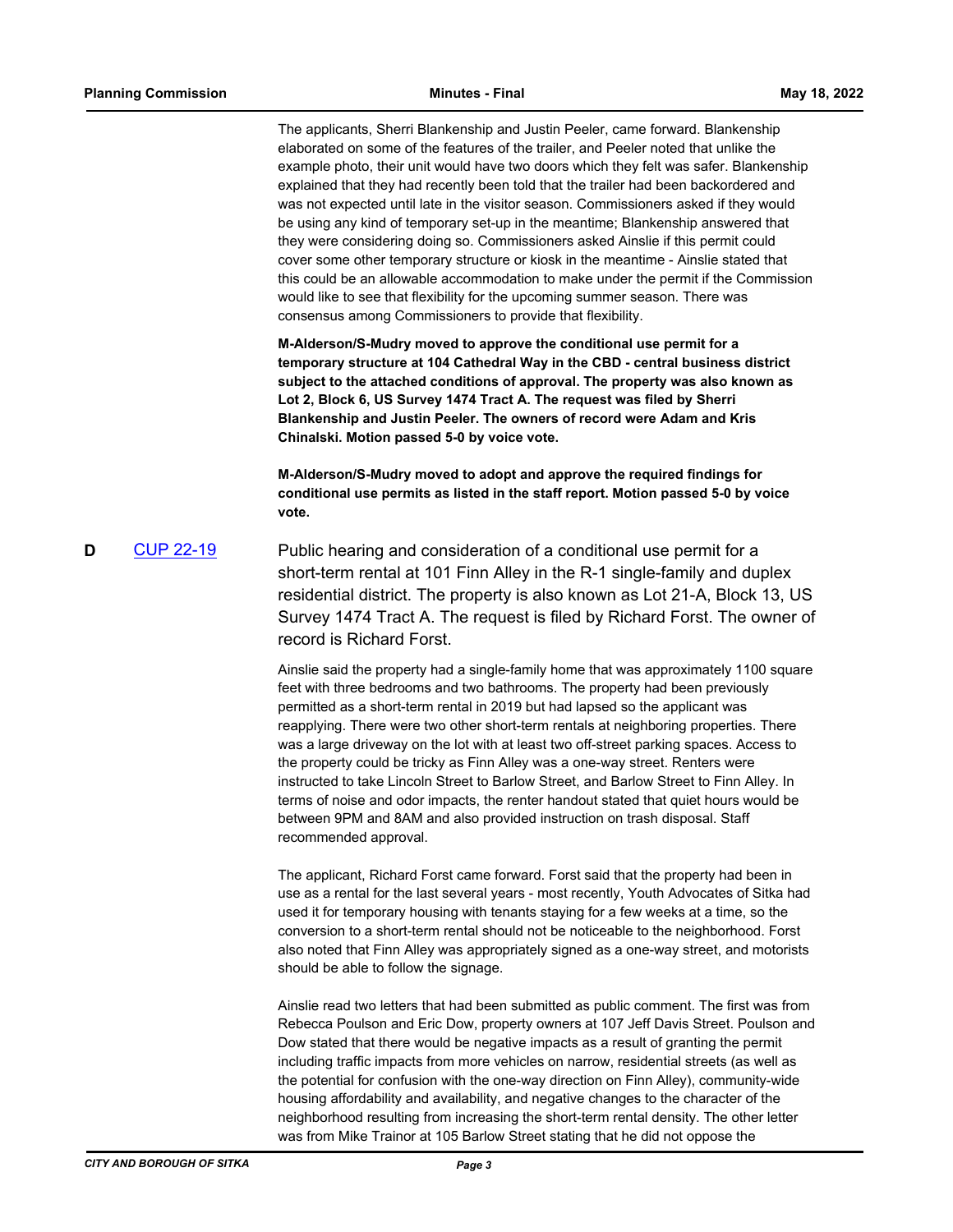The applicants, Sherri Blankenship and Justin Peeler, came forward. Blankenship elaborated on some of the features of the trailer, and Peeler noted that unlike the example photo, their unit would have two doors which they felt was safer. Blankenship explained that they had recently been told that the trailer had been backordered and was not expected until late in the visitor season. Commissioners asked if they would be using any kind of temporary set-up in the meantime; Blankenship answered that they were considering doing so. Commissioners asked Ainslie if this permit could cover some other temporary structure or kiosk in the meantime - Ainslie stated that this could be an allowable accommodation to make under the permit if the Commission would like to see that flexibility for the upcoming summer season. There was consensus among Commissioners to provide that flexibility.

**M-Alderson/S-Mudry moved to approve the conditional use permit for a temporary structure at 104 Cathedral Way in the CBD - central business district subject to the attached conditions of approval. The property was also known as Lot 2, Block 6, US Survey 1474 Tract A. The request was filed by Sherri Blankenship and Justin Peeler. The owners of record were Adam and Kris Chinalski. Motion passed 5-0 by voice vote.**

**M-Alderson/S-Mudry moved to adopt and approve the required findings for conditional use permits as listed in the staff report. Motion passed 5-0 by voice vote.**

**D** CUP 22-19

Public hearing and consideration of a conditional use permit for a short-term rental at 101 Finn Alley in the R-1 single-family and duplex residential district. The property is also known as Lot 21-A, Block 13, US Survey 1474 Tract A. The request is filed by Richard Forst. The owner of record is Richard Forst.

Ainslie said the property had a single-family home that was approximately 1100 square feet with three bedrooms and two bathrooms. The property had been previously permitted as a short-term rental in 2019 but had lapsed so the applicant was reapplying. There were two other short-term rentals at neighboring properties. There was a large driveway on the lot with at least two off-street parking spaces. Access to the property could be tricky as Finn Alley was a one-way street. Renters were instructed to take Lincoln Street to Barlow Street, and Barlow Street to Finn Alley. In terms of noise and odor impacts, the renter handout stated that quiet hours would be between 9PM and 8AM and also provided instruction on trash disposal. Staff recommended approval.

The applicant, Richard Forst came forward. Forst said that the property had been in use as a rental for the last several years - most recently, Youth Advocates of Sitka had used it for temporary housing with tenants staying for a few weeks at a time, so the conversion to a short-term rental should not be noticeable to the neighborhood. Forst also noted that Finn Alley was appropriately signed as a one-way street, and motorists should be able to follow the signage.

Ainslie read two letters that had been submitted as public comment. The first was from Rebecca Poulson and Eric Dow, property owners at 107 Jeff Davis Street. Poulson and Dow stated that there would be negative impacts as a result of granting the permit including traffic impacts from more vehicles on narrow, residential streets (as well as the potential for confusion with the one-way direction on Finn Alley), community-wide housing affordability and availability, and negative changes to the character of the neighborhood resulting from increasing the short-term rental density. The other letter was from Mike Trainor at 105 Barlow Street stating that he did not oppose the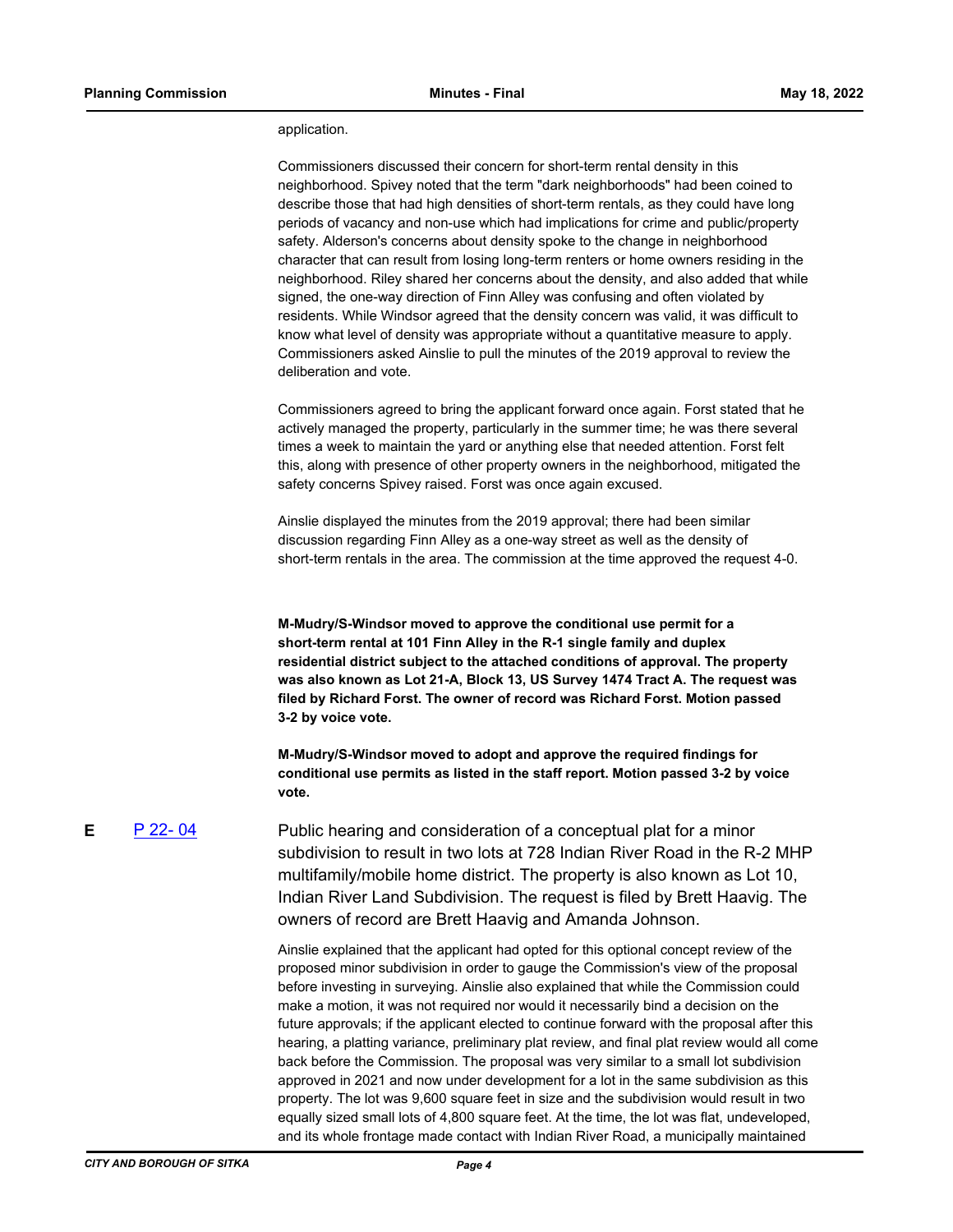application.

Commissioners discussed their concern for short-term rental density in this neighborhood. Spivey noted that the term "dark neighborhoods" had been coined to describe those that had high densities of short-term rentals, as they could have long periods of vacancy and non-use which had implications for crime and public/property safety. Alderson's concerns about density spoke to the change in neighborhood character that can result from losing long-term renters or home owners residing in the neighborhood. Riley shared her concerns about the density, and also added that while signed, the one-way direction of Finn Alley was confusing and often violated by residents. While Windsor agreed that the density concern was valid, it was difficult to know what level of density was appropriate without a quantitative measure to apply. Commissioners asked Ainslie to pull the minutes of the 2019 approval to review the deliberation and vote.

Commissioners agreed to bring the applicant forward once again. Forst stated that he actively managed the property, particularly in the summer time; he was there several times a week to maintain the yard or anything else that needed attention. Forst felt this, along with presence of other property owners in the neighborhood, mitigated the safety concerns Spivey raised. Forst was once again excused.

Ainslie displayed the minutes from the 2019 approval; there had been similar discussion regarding Finn Alley as a one-way street as well as the density of short-term rentals in the area. The commission at the time approved the request 4-0.

**M-Mudry/S-Windsor moved to approve the conditional use permit for a short-term rental at 101 Finn Alley in the R-1 single family and duplex residential district subject to the attached conditions of approval. The property was also known as Lot 21-A, Block 13, US Survey 1474 Tract A. The request was filed by Richard Forst. The owner of record was Richard Forst. Motion passed 3-2 by voice vote.**

**M-Mudry/S-Windsor moved to adopt and approve the required findings for conditional use permits as listed in the staff report. Motion passed 3-2 by voice vote.**

**E** [P 22- 04]

Public hearing and consideration of a conceptual plat for a minor subdivision to result in two lots at 728 Indian River Road in the R-2 MHP multifamily/mobile home district. The property is also known as Lot 10, Indian River Land Subdivision. The request is filed by Brett Haavig. The owners of record are Brett Haavig and Amanda Johnson.

Ainslie explained that the applicant had opted for this optional concept review of the proposed minor subdivision in order to gauge the Commission's view of the proposal before investing in surveying. Ainslie also explained that while the Commission could make a motion, it was not required nor would it necessarily bind a decision on the future approvals; if the applicant elected to continue forward with the proposal after this hearing, a platting variance, preliminary plat review, and final plat review would all come back before the Commission. The proposal was very similar to a small lot subdivision approved in 2021 and now under development for a lot in the same subdivision as this property. The lot was 9,600 square feet in size and the subdivision would result in two equally sized small lots of 4,800 square feet. At the time, the lot was flat, undeveloped, and its whole frontage made contact with Indian River Road, a municipally maintained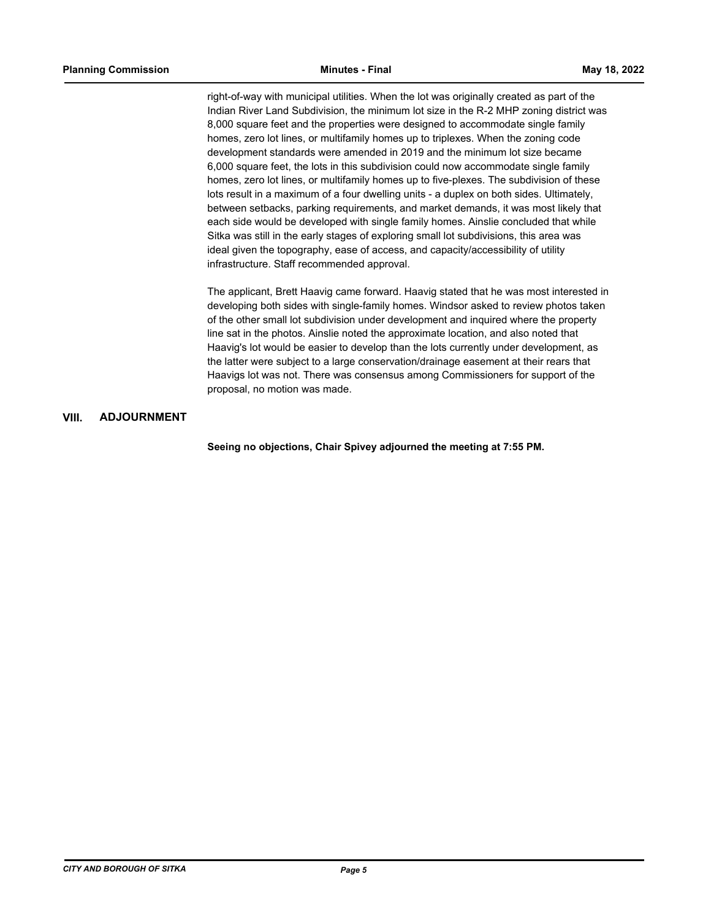right-of-way with municipal utilities. When the lot was originally created as part of the Indian River Land Subdivision, the minimum lot size in the R-2 MHP zoning district was 8,000 square feet and the properties were designed to accommodate single family homes, zero lot lines, or multifamily homes up to triplexes. When the zoning code development standards were amended in 2019 and the minimum lot size became 6,000 square feet, the lots in this subdivision could now accommodate single family homes, zero lot lines, or multifamily homes up to five-plexes. The subdivision of these lots result in a maximum of a four dwelling units - a duplex on both sides. Ultimately, between setbacks, parking requirements, and market demands, it was most likely that each side would be developed with single family homes. Ainslie concluded that while Sitka was still in the early stages of exploring small lot subdivisions, this area was ideal given the topography, ease of access, and capacity/accessibility of utility infrastructure. Staff recommended approval.

The applicant, Brett Haavig came forward. Haavig stated that he was most interested in developing both sides with single-family homes. Windsor asked to review photos taken of the other small lot subdivision under development and inquired where the property line sat in the photos. Ainslie noted the approximate location, and also noted that Haavig's lot would be easier to develop than the lots currently under development, as the latter were subject to a large conservation/drainage easement at their rears that Haavigs lot was not. There was consensus among Commissioners for support of the proposal, no motion was made.

## VIII. ADJOURNMENT

**Seeing no objections, Chair Spivey adjourned the meeting at 7:55 PM.**